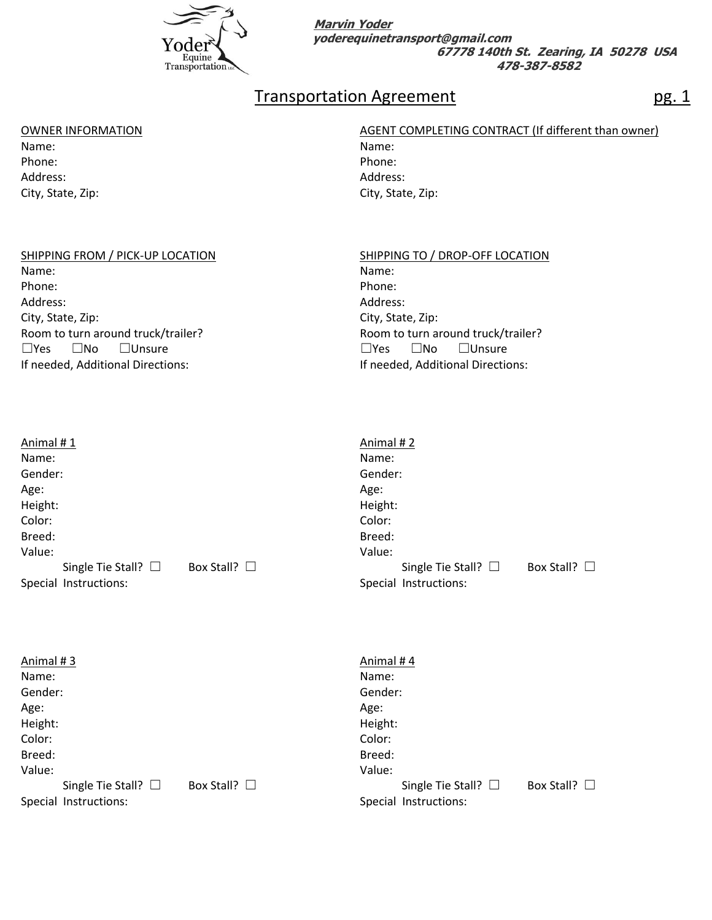Yoder Equine Transportation LLC

***Marvin Yoder***
***yoderequinetransport@gmail.com***
***67778 140th St. Zearing, IA 50278 USA***
***478-387-8582***

# Transportation Agreement

pg. 1

OWNER INFORMATION
Name:
Phone:
Address:
City, State, Zip:

AGENT COMPLETING CONTRACT (If different than owner)
Name:
Phone:
Address:
City, State, Zip:

SHIPPING FROM / PICK-UP LOCATION
Name:
Phone:
Address:
City, State, Zip:
Room to turn around truck/trailer?
☐Yes ☐No ☐Unsure
If needed, Additional Directions:

SHIPPING TO / DROP-OFF LOCATION
Name:
Phone:
Address:
City, State, Zip:
Room to turn around truck/trailer?
☐Yes ☐No ☐Unsure
If needed, Additional Directions:

Animal # 1
Name:
Gender:
Age:
Height:
Color:
Breed:
Value:
Single Tie Stall? ☐ Box Stall? ☐
Special Instructions:

Animal # 2
Name:
Gender:
Age:
Height:
Color:
Breed:
Value:
Single Tie Stall? ☐ Box Stall? ☐
Special Instructions:

Animal # 3
Name:
Gender:
Age:
Height:
Color:
Breed:
Value:
Single Tie Stall? ☐ Box Stall? ☐
Special Instructions:

Animal # 4
Name:
Gender:
Age:
Height:
Color:
Breed:
Value:
Single Tie Stall? ☐ Box Stall? ☐
Special Instructions: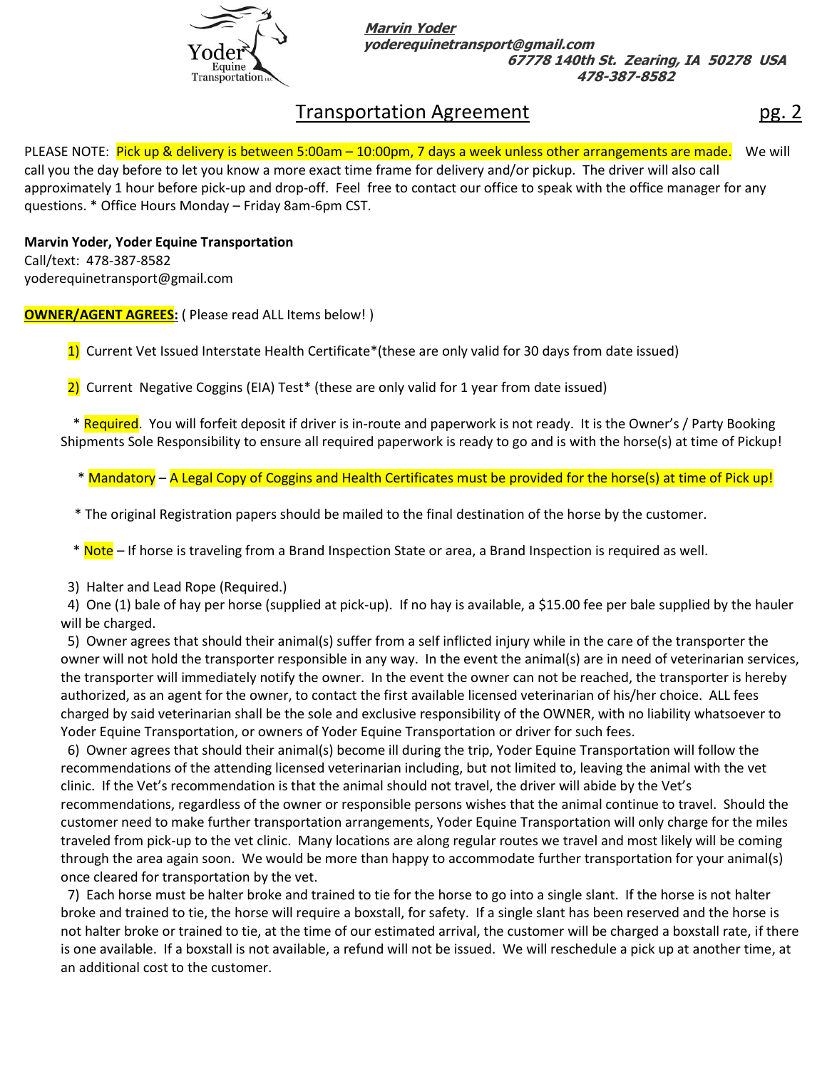Marvin Yoder
yoderequinetransport@gmail.com
67778 140th St. Zearing, IA 50278 USA
478-387-8582

## Transportation Agreement

PLEASE NOTE: Pick up & delivery is between 5:00am – 10:00pm, 7 days a week unless other arrangements are made. We will call you the day before to let you know a more exact time frame for delivery and/or pickup. The driver will also call approximately 1 hour before pick-up and drop-off. Feel free to contact our office to speak with the office manager for any questions. * Office Hours Monday – Friday 8am-6pm CST.

**Marvin Yoder, Yoder Equine Transportation**
Call/text: 478-387-8582
yoderequinetransport@gmail.com

**OWNER/AGENT AGREES:** ( Please read ALL Items below! )

1) Current Vet Issued Interstate Health Certificate*(these are only valid for 30 days from date issued)

2) Current Negative Coggins (EIA) Test* (these are only valid for 1 year from date issued)

* Required. You will forfeit deposit if driver is in-route and paperwork is not ready. It is the Owner's / Party Booking Shipments Sole Responsibility to ensure all required paperwork is ready to go and is with the horse(s) at time of Pickup!

* Mandatory – A Legal Copy of Coggins and Health Certificates must be provided for the horse(s) at time of Pick up!

* The original Registration papers should be mailed to the final destination of the horse by the customer.

* Note – If horse is traveling from a Brand Inspection State or area, a Brand Inspection is required as well.

3) Halter and Lead Rope (Required.)

4) One (1) bale of hay per horse (supplied at pick-up). If no hay is available, a $15.00 fee per bale supplied by the hauler will be charged.

5) Owner agrees that should their animal(s) suffer from a self inflicted injury while in the care of the transporter the owner will not hold the transporter responsible in any way. In the event the animal(s) are in need of veterinarian services, the transporter will immediately notify the owner. In the event the owner can not be reached, the transporter is hereby authorized, as an agent for the owner, to contact the first available licensed veterinarian of his/her choice. ALL fees charged by said veterinarian shall be the sole and exclusive responsibility of the OWNER, with no liability whatsoever to Yoder Equine Transportation, or owners of Yoder Equine Transportation or driver for such fees.

6) Owner agrees that should their animal(s) become ill during the trip, Yoder Equine Transportation will follow the recommendations of the attending licensed veterinarian including, but not limited to, leaving the animal with the vet clinic. If the Vet's recommendation is that the animal should not travel, the driver will abide by the Vet's recommendations, regardless of the owner or responsible persons wishes that the animal continue to travel. Should the customer need to make further transportation arrangements, Yoder Equine Transportation will only charge for the miles traveled from pick-up to the vet clinic. Many locations are along regular routes we travel and most likely will be coming through the area again soon. We would be more than happy to accommodate further transportation for your animal(s) once cleared for transportation by the vet.

7) Each horse must be halter broke and trained to tie for the horse to go into a single slant. If the horse is not halter broke and trained to tie, the horse will require a boxstall, for safety. If a single slant has been reserved and the horse is not halter broke or trained to tie, at the time of our estimated arrival, the customer will be charged a boxstall rate, if there is one available. If a boxstall is not available, a refund will not be issued. We will reschedule a pick up at another time, at an additional cost to the customer.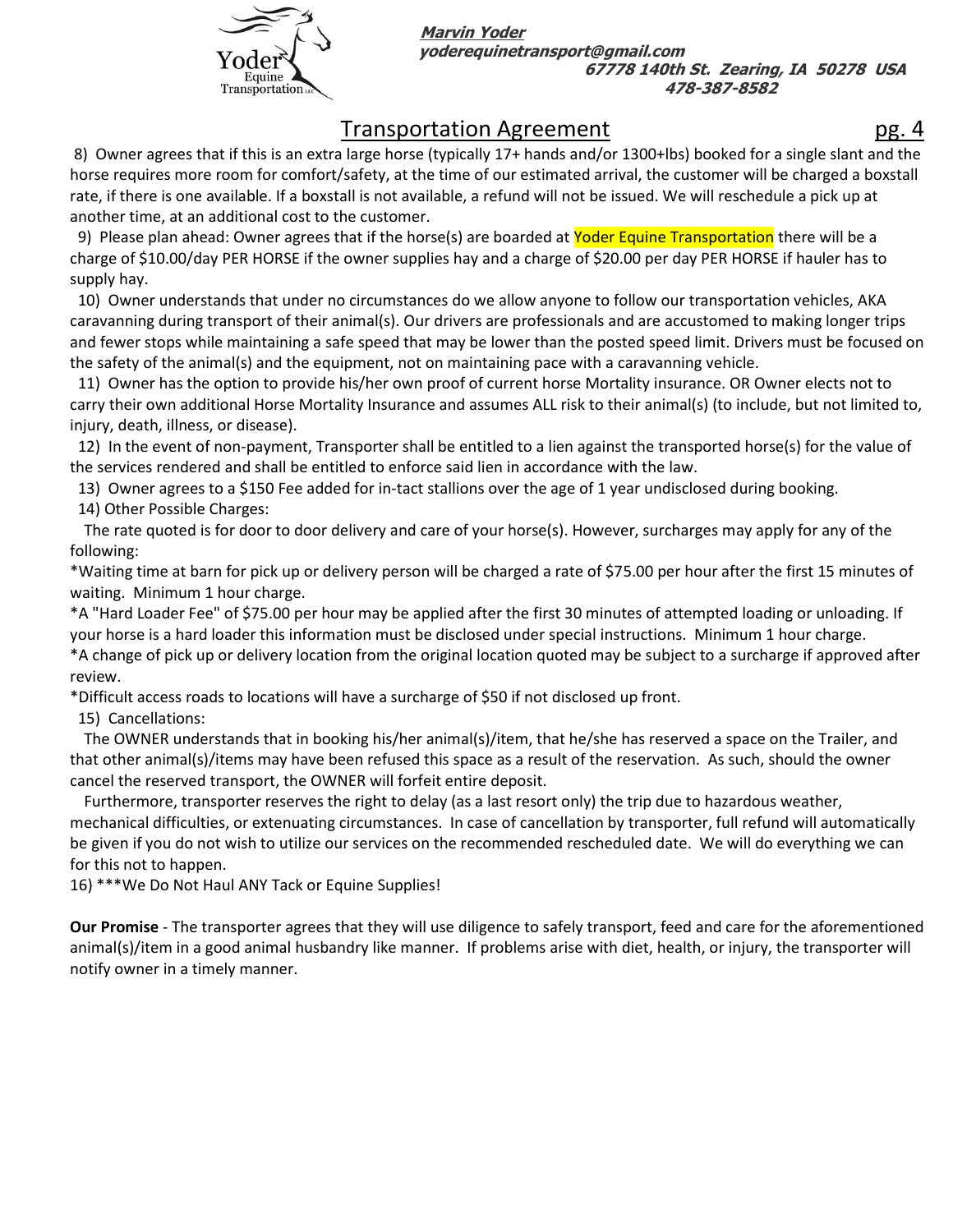**Marvin Yoder**
**yoderequinetransport@gmail.com**
**67778 140th St. Zearing, IA 50278 USA**
**478-387-8582**

# Transportation Agreement

8) Owner agrees that if this is an extra large horse (typically 17+ hands and/or 1300+lbs) booked for a single slant and the horse requires more room for comfort/safety, at the time of our estimated arrival, the customer will be charged a boxstall rate, if there is one available. If a boxstall is not available, a refund will not be issued. We will reschedule a pick up at another time, at an additional cost to the customer.

9) Please plan ahead: Owner agrees that if the horse(s) are boarded at Yoder Equine Transportation there will be a charge of $10.00/day PER HORSE if the owner supplies hay and a charge of $20.00 per day PER HORSE if hauler has to supply hay.

10) Owner understands that under no circumstances do we allow anyone to follow our transportation vehicles, AKA caravanning during transport of their animal(s). Our drivers are professionals and are accustomed to making longer trips and fewer stops while maintaining a safe speed that may be lower than the posted speed limit. Drivers must be focused on the safety of the animal(s) and the equipment, not on maintaining pace with a caravanning vehicle.

11) Owner has the option to provide his/her own proof of current horse Mortality insurance. OR Owner elects not to carry their own additional Horse Mortality Insurance and assumes ALL risk to their animal(s) (to include, but not limited to, injury, death, illness, or disease).

12) In the event of non-payment, Transporter shall be entitled to a lien against the transported horse(s) for the value of the services rendered and shall be entitled to enforce said lien in accordance with the law.

13) Owner agrees to a $150 Fee added for in-tact stallions over the age of 1 year undisclosed during booking.

14) Other Possible Charges:

The rate quoted is for door to door delivery and care of your horse(s). However, surcharges may apply for any of the following:

*Waiting time at barn for pick up or delivery person will be charged a rate of $75.00 per hour after the first 15 minutes of waiting. Minimum 1 hour charge.

*A "Hard Loader Fee" of $75.00 per hour may be applied after the first 30 minutes of attempted loading or unloading. If your horse is a hard loader this information must be disclosed under special instructions. Minimum 1 hour charge.

*A change of pick up or delivery location from the original location quoted may be subject to a surcharge if approved after review.

*Difficult access roads to locations will have a surcharge of $50 if not disclosed up front.

15) Cancellations:

The OWNER understands that in booking his/her animal(s)/item, that he/she has reserved a space on the Trailer, and that other animal(s)/items may have been refused this space as a result of the reservation. As such, should the owner cancel the reserved transport, the OWNER will forfeit entire deposit.

Furthermore, transporter reserves the right to delay (as a last resort only) the trip due to hazardous weather, mechanical difficulties, or extenuating circumstances. In case of cancellation by transporter, full refund will automatically be given if you do not wish to utilize our services on the recommended rescheduled date. We will do everything we can for this not to happen.

16) ***We Do Not Haul ANY Tack or Equine Supplies!

**Our Promise** - The transporter agrees that they will use diligence to safely transport, feed and care for the aforementioned animal(s)/item in a good animal husbandry like manner. If problems arise with diet, health, or injury, the transporter will notify owner in a timely manner.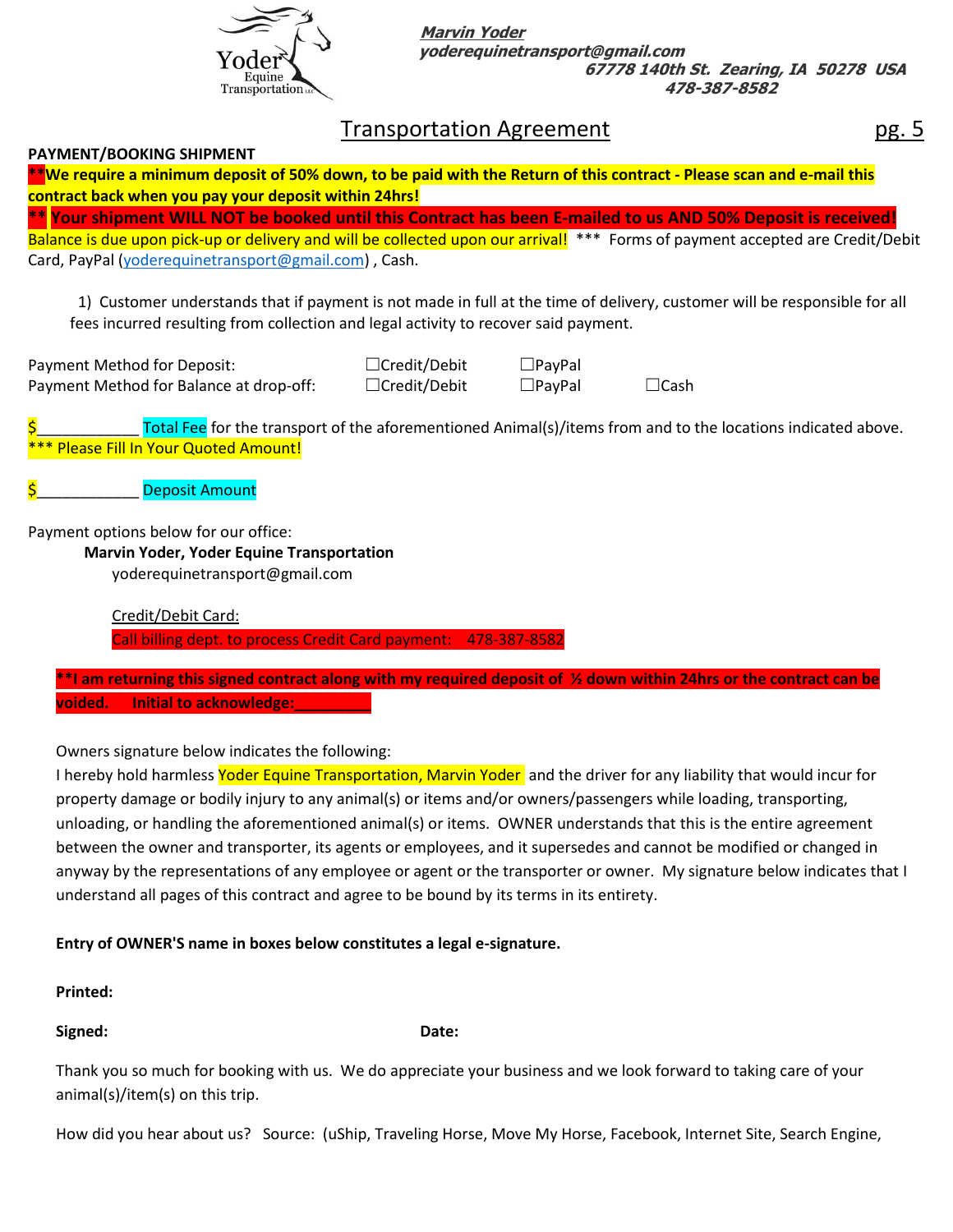**Marvin Yoder**
**yoderequinetransport@gmail.com**
**67778 140th St. Zearing, IA 50278 USA**
**478-387-8582**

## Transportation Agreement

**PAYMENT/BOOKING SHIPMENT**

****We require a minimum deposit of 50% down, to be paid with the Return of this contract - Please scan and e-mail this contract back when you pay your deposit within 24hrs!**

**** Your shipment WILL NOT be booked until this Contract has been E-mailed to us AND 50% Deposit is received!**

Balance is due upon pick-up or delivery and will be collected upon our arrival! *** Forms of payment accepted are Credit/Debit Card, PayPal (yoderequinetransport@gmail.com) , Cash.

1) Customer understands that if payment is not made in full at the time of delivery, customer will be responsible for all fees incurred resulting from collection and legal activity to recover said payment.

Payment Method for Deposit: ☐Credit/Debit ☐PayPal

Payment Method for Balance at drop-off: ☐Credit/Debit ☐PayPal ☐Cash

$____________ Total Fee for the transport of the aforementioned Animal(s)/items from and to the locations indicated above.
*** Please Fill In Your Quoted Amount!

$____________ Deposit Amount

Payment options below for our office:

**Marvin Yoder, Yoder Equine Transportation**
yoderequinetransport@gmail.com

Credit/Debit Card:
Call billing dept. to process Credit Card payment: 478-387-8582

****I am returning this signed contract along with my required deposit of ½ down within 24hrs or the contract can be voided. Initial to acknowledge:_________**

Owners signature below indicates the following:
I hereby hold harmless Yoder Equine Transportation, Marvin Yoder and the driver for any liability that would incur for property damage or bodily injury to any animal(s) or items and/or owners/passengers while loading, transporting, unloading, or handling the aforementioned animal(s) or items. OWNER understands that this is the entire agreement between the owner and transporter, its agents or employees, and it supersedes and cannot be modified or changed in anyway by the representations of any employee or agent or the transporter or owner. My signature below indicates that I understand all pages of this contract and agree to be bound by its terms in its entirety.

**Entry of OWNER'S name in boxes below constitutes a legal e-signature.**

**Printed:**

**Signed:** **Date:**

Thank you so much for booking with us. We do appreciate your business and we look forward to taking care of your animal(s)/item(s) on this trip.

How did you hear about us? Source: (uShip, Traveling Horse, Move My Horse, Facebook, Internet Site, Search Engine,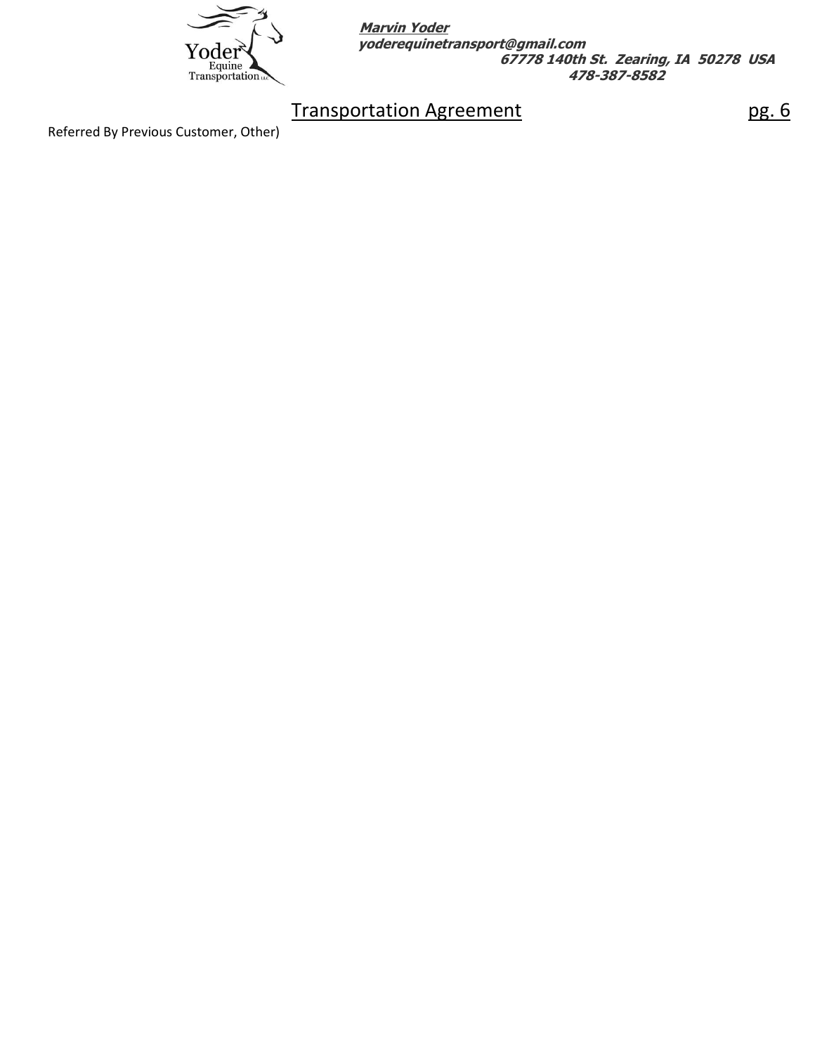Referred By Previous Customer, Other)